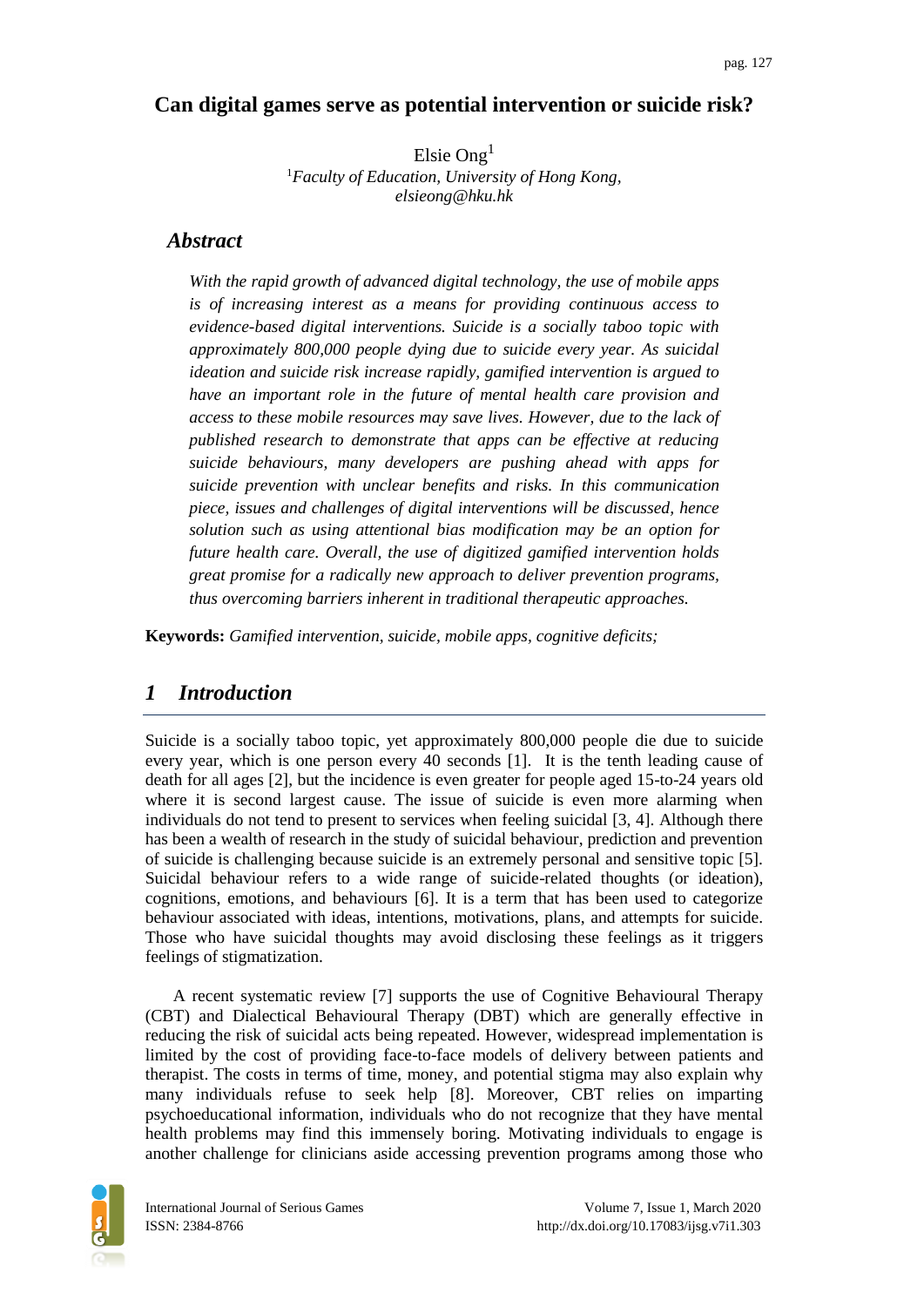# Can digital games serve as potential intervention or suicide risk?

Elsie Ong[1]

[1]*Faculty of Education, University of Hong Kong, elsieong@hku.hk*

## *Abstract*

*With the rapid growth of advanced digital technology, the use of mobile apps is of increasing interest as a means for providing continuous access to evidence-based digital interventions. Suicide is a socially taboo topic with approximately 800,000 people dying due to suicide every year. As suicidal ideation and suicide risk increase rapidly, gamified intervention is argued to have an important role in the future of mental health care provision and access to these mobile resources may save lives. However, due to the lack of published research to demonstrate that apps can be effective at reducing suicide behaviours, many developers are pushing ahead with apps for suicide prevention with unclear benefits and risks. In this communication piece, issues and challenges of digital interventions will be discussed, hence solution such as using attentional bias modification may be an option for future health care. Overall, the use of digitized gamified intervention holds great promise for a radically new approach to deliver prevention programs, thus overcoming barriers inherent in traditional therapeutic approaches.*

**Keywords:** *Gamified intervention, suicide, mobile apps, cognitive deficits;*

## *1 Introduction*

Suicide is a socially taboo topic, yet approximately 800,000 people die due to suicide every year, which is one person every 40 seconds [1]. It is the tenth leading cause of death for all ages [2], but the incidence is even greater for people aged 15-to-24 years old where it is second largest cause. The issue of suicide is even more alarming when individuals do not tend to present to services when feeling suicidal [3, 4]. Although there has been a wealth of research in the study of suicidal behaviour, prediction and prevention of suicide is challenging because suicide is an extremely personal and sensitive topic [5]. Suicidal behaviour refers to a wide range of suicide-related thoughts (or ideation), cognitions, emotions, and behaviours [6]. It is a term that has been used to categorize behaviour associated with ideas, intentions, motivations, plans, and attempts for suicide. Those who have suicidal thoughts may avoid disclosing these feelings as it triggers feelings of stigmatization.

A recent systematic review [7] supports the use of Cognitive Behavioural Therapy (CBT) and Dialectical Behavioural Therapy (DBT) which are generally effective in reducing the risk of suicidal acts being repeated. However, widespread implementation is limited by the cost of providing face-to-face models of delivery between patients and therapist. The costs in terms of time, money, and potential stigma may also explain why many individuals refuse to seek help [8]. Moreover, CBT relies on imparting psychoeducational information, individuals who do not recognize that they have mental health problems may find this immensely boring. Motivating individuals to engage is another challenge for clinicians aside accessing prevention programs among those who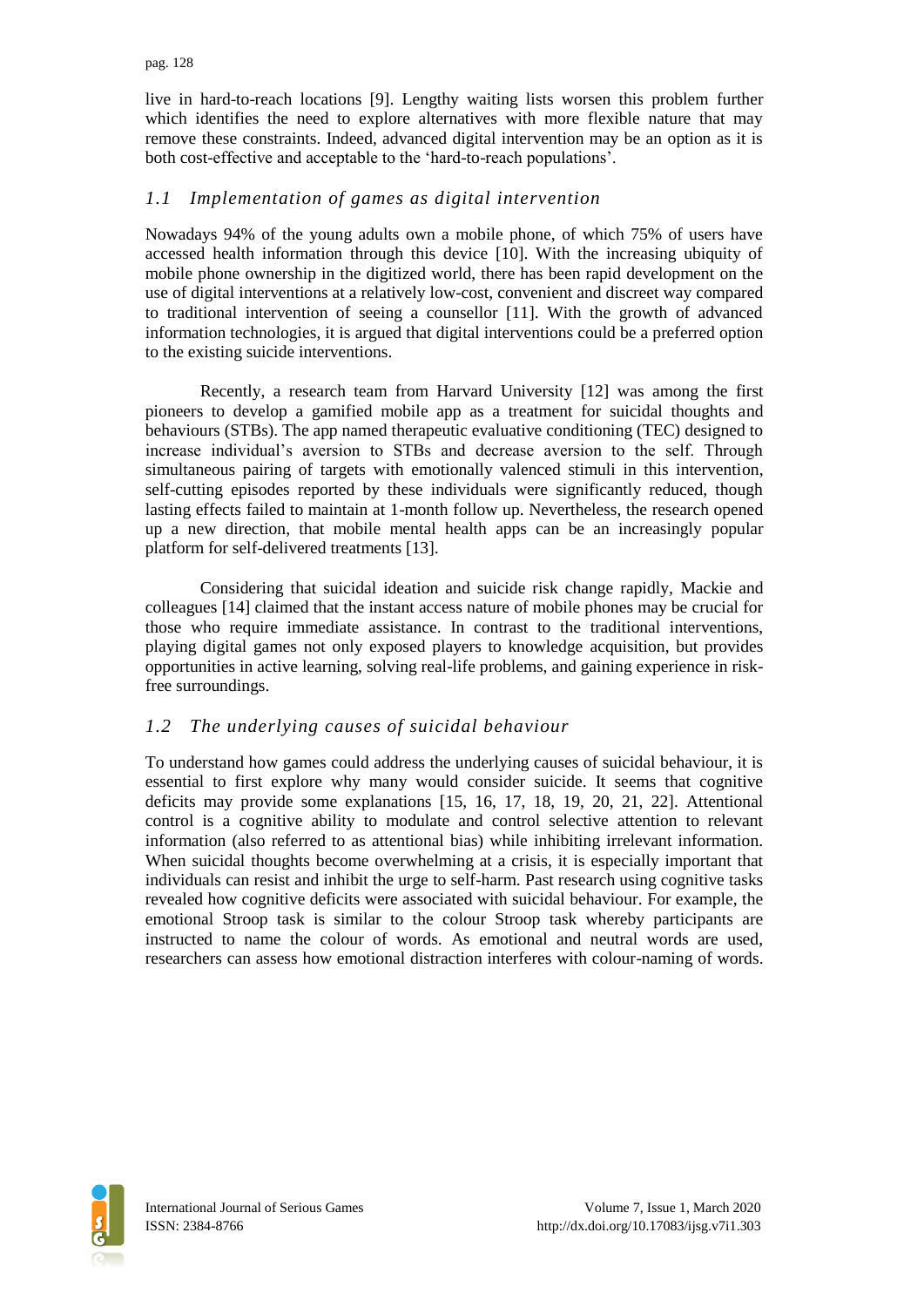live in hard-to-reach locations [9]. Lengthy waiting lists worsen this problem further which identifies the need to explore alternatives with more flexible nature that may remove these constraints. Indeed, advanced digital intervention may be an option as it is both cost-effective and acceptable to the 'hard-to-reach populations'.

### *1.1 Implementation of games as digital intervention*

Nowadays 94% of the young adults own a mobile phone, of which 75% of users have accessed health information through this device [10]. With the increasing ubiquity of mobile phone ownership in the digitized world, there has been rapid development on the use of digital interventions at a relatively low-cost, convenient and discreet way compared to traditional intervention of seeing a counsellor [11]. With the growth of advanced information technologies, it is argued that digital interventions could be a preferred option to the existing suicide interventions.

Recently, a research team from Harvard University [12] was among the first pioneers to develop a gamified mobile app as a treatment for suicidal thoughts and behaviours (STBs). The app named therapeutic evaluative conditioning (TEC) designed to increase individual's aversion to STBs and decrease aversion to the self. Through simultaneous pairing of targets with emotionally valenced stimuli in this intervention, self-cutting episodes reported by these individuals were significantly reduced, though lasting effects failed to maintain at 1-month follow up. Nevertheless, the research opened up a new direction, that mobile mental health apps can be an increasingly popular platform for self-delivered treatments [13].

Considering that suicidal ideation and suicide risk change rapidly, Mackie and colleagues [14] claimed that the instant access nature of mobile phones may be crucial for those who require immediate assistance. In contrast to the traditional interventions, playing digital games not only exposed players to knowledge acquisition, but provides opportunities in active learning, solving real-life problems, and gaining experience in risk-free surroundings.

### *1.2 The underlying causes of suicidal behaviour*

To understand how games could address the underlying causes of suicidal behaviour, it is essential to first explore why many would consider suicide. It seems that cognitive deficits may provide some explanations [15, 16, 17, 18, 19, 20, 21, 22]. Attentional control is a cognitive ability to modulate and control selective attention to relevant information (also referred to as attentional bias) while inhibiting irrelevant information. When suicidal thoughts become overwhelming at a crisis, it is especially important that individuals can resist and inhibit the urge to self-harm. Past research using cognitive tasks revealed how cognitive deficits were associated with suicidal behaviour. For example, the emotional Stroop task is similar to the colour Stroop task whereby participants are instructed to name the colour of words. As emotional and neutral words are used, researchers can assess how emotional distraction interferes with colour-naming of words.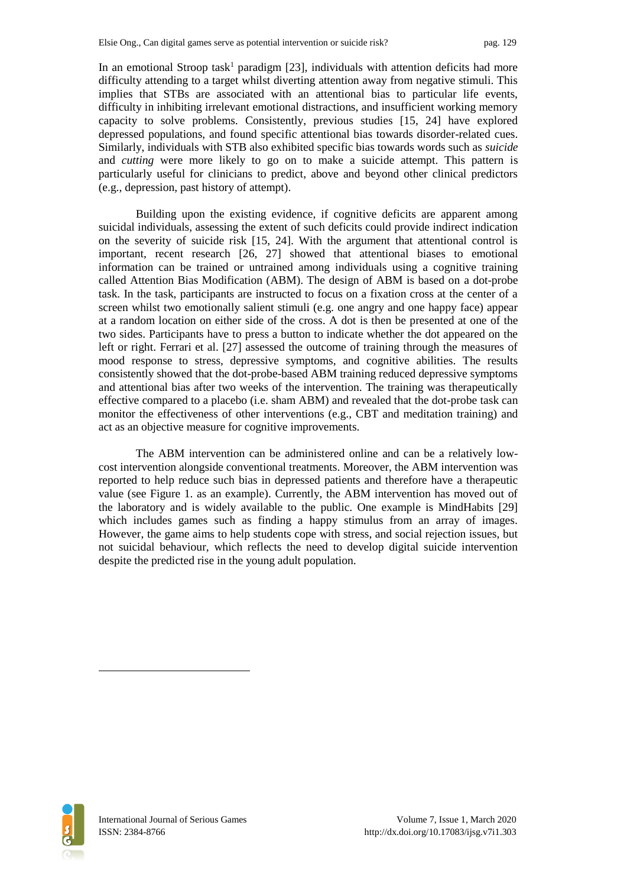In an emotional Stroop task[1] paradigm [23], individuals with attention deficits had more difficulty attending to a target whilst diverting attention away from negative stimuli. This implies that STBs are associated with an attentional bias to particular life events, difficulty in inhibiting irrelevant emotional distractions, and insufficient working memory capacity to solve problems. Consistently, previous studies [15, 24] have explored depressed populations, and found specific attentional bias towards disorder-related cues. Similarly, individuals with STB also exhibited specific bias towards words such as *suicide* and *cutting* were more likely to go on to make a suicide attempt. This pattern is particularly useful for clinicians to predict, above and beyond other clinical predictors (e.g., depression, past history of attempt).

Building upon the existing evidence, if cognitive deficits are apparent among suicidal individuals, assessing the extent of such deficits could provide indirect indication on the severity of suicide risk [15, 24]. With the argument that attentional control is important, recent research [26, 27] showed that attentional biases to emotional information can be trained or untrained among individuals using a cognitive training called Attention Bias Modification (ABM). The design of ABM is based on a dot-probe task. In the task, participants are instructed to focus on a fixation cross at the center of a screen whilst two emotionally salient stimuli (e.g. one angry and one happy face) appear at a random location on either side of the cross. A dot is then be presented at one of the two sides. Participants have to press a button to indicate whether the dot appeared on the left or right. Ferrari et al. [27] assessed the outcome of training through the measures of mood response to stress, depressive symptoms, and cognitive abilities. The results consistently showed that the dot-probe-based ABM training reduced depressive symptoms and attentional bias after two weeks of the intervention. The training was therapeutically effective compared to a placebo (i.e. sham ABM) and revealed that the dot-probe task can monitor the effectiveness of other interventions (e.g., CBT and meditation training) and act as an objective measure for cognitive improvements.

The ABM intervention can be administered online and can be a relatively low-cost intervention alongside conventional treatments. Moreover, the ABM intervention was reported to help reduce such bias in depressed patients and therefore have a therapeutic value (see Figure 1. as an example). Currently, the ABM intervention has moved out of the laboratory and is widely available to the public. One example is MindHabits [29] which includes games such as finding a happy stimulus from an array of images. However, the game aims to help students cope with stress, and social rejection issues, but not suicidal behaviour, which reflects the need to develop digital suicide intervention despite the predicted rise in the young adult population.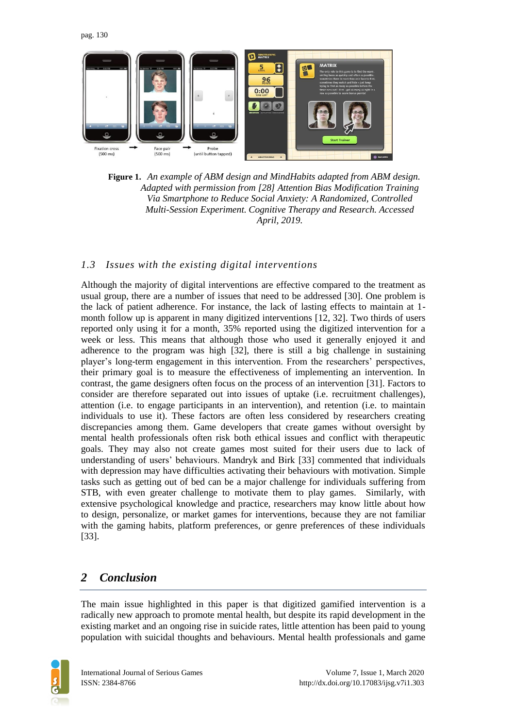**Figure 1.** *An example of ABM design and MindHabits adapted from ABM design. Adapted with permission from [28] Attention Bias Modification Training Via Smartphone to Reduce Social Anxiety: A Randomized, Controlled Multi-Session Experiment. Cognitive Therapy and Research. Accessed April, 2019.*

### *1.3 Issues with the existing digital interventions*

Although the majority of digital interventions are effective compared to the treatment as usual group, there are a number of issues that need to be addressed [30]. One problem is the lack of patient adherence. For instance, the lack of lasting effects to maintain at 1-month follow up is apparent in many digitized interventions [12, 32]. Two thirds of users reported only using it for a month, 35% reported using the digitized intervention for a week or less. This means that although those who used it generally enjoyed it and adherence to the program was high [32], there is still a big challenge in sustaining player's long-term engagement in this intervention. From the researchers' perspectives, their primary goal is to measure the effectiveness of implementing an intervention. In contrast, the game designers often focus on the process of an intervention [31]. Factors to consider are therefore separated out into issues of uptake (i.e. recruitment challenges), attention (i.e. to engage participants in an intervention), and retention (i.e. to maintain individuals to use it). These factors are often less considered by researchers creating discrepancies among them. Game developers that create games without oversight by mental health professionals often risk both ethical issues and conflict with therapeutic goals. They may also not create games most suited for their users due to lack of understanding of users' behaviours. Mandryk and Birk [33] commented that individuals with depression may have difficulties activating their behaviours with motivation. Simple tasks such as getting out of bed can be a major challenge for individuals suffering from STB, with even greater challenge to motivate them to play games. Similarly, with extensive psychological knowledge and practice, researchers may know little about how to design, personalize, or market games for interventions, because they are not familiar with the gaming habits, platform preferences, or genre preferences of these individuals [33].

## *2 Conclusion*

The main issue highlighted in this paper is that digitized gamified intervention is a radically new approach to promote mental health, but despite its rapid development in the existing market and an ongoing rise in suicide rates, little attention has been paid to young population with suicidal thoughts and behaviours. Mental health professionals and game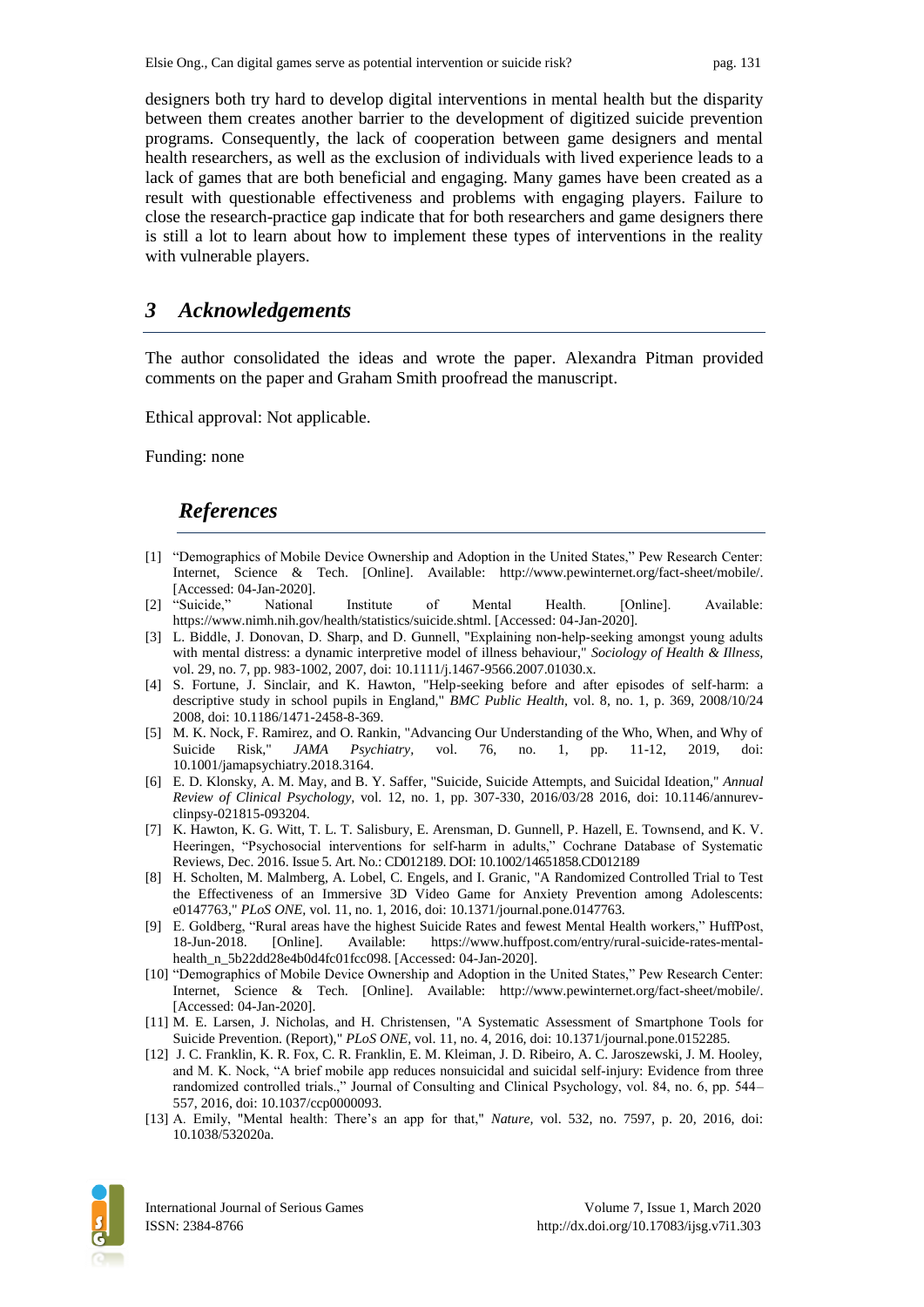designers both try hard to develop digital interventions in mental health but the disparity between them creates another barrier to the development of digitized suicide prevention programs. Consequently, the lack of cooperation between game designers and mental health researchers, as well as the exclusion of individuals with lived experience leads to a lack of games that are both beneficial and engaging. Many games have been created as a result with questionable effectiveness and problems with engaging players. Failure to close the research-practice gap indicate that for both researchers and game designers there is still a lot to learn about how to implement these types of interventions in the reality with vulnerable players.

## 3 Acknowledgements

The author consolidated the ideas and wrote the paper. Alexandra Pitman provided comments on the paper and Graham Smith proofread the manuscript.

Ethical approval: Not applicable.

Funding: none

## References

[1] "Demographics of Mobile Device Ownership and Adoption in the United States," Pew Research Center: Internet, Science & Tech. [Online]. Available: http://www.pewinternet.org/fact-sheet/mobile/. [Accessed: 04-Jan-2020].

[2] "Suicide," National Institute of Mental Health. [Online]. Available: https://www.nimh.nih.gov/health/statistics/suicide.shtml. [Accessed: 04-Jan-2020].

[3] L. Biddle, J. Donovan, D. Sharp, and D. Gunnell, "Explaining non-help-seeking amongst young adults with mental distress: a dynamic interpretive model of illness behaviour," *Sociology of Health & Illness*, vol. 29, no. 7, pp. 983-1002, 2007, doi: 10.1111/j.1467-9566.2007.01030.x.

[4] S. Fortune, J. Sinclair, and K. Hawton, "Help-seeking before and after episodes of self-harm: a descriptive study in school pupils in England," *BMC Public Health*, vol. 8, no. 1, p. 369, 2008/10/24 2008, doi: 10.1186/1471-2458-8-369.

[5] M. K. Nock, F. Ramirez, and O. Rankin, "Advancing Our Understanding of the Who, When, and Why of Suicide Risk," *JAMA Psychiatry*, vol. 76, no. 1, pp. 11-12, 2019, doi: 10.1001/jamapsychiatry.2018.3164.

[6] E. D. Klonsky, A. M. May, and B. Y. Saffer, "Suicide, Suicide Attempts, and Suicidal Ideation," *Annual Review of Clinical Psychology*, vol. 12, no. 1, pp. 307-330, 2016/03/28 2016, doi: 10.1146/annurev-clinpsy-021815-093204.

[7] K. Hawton, K. G. Witt, T. L. T. Salisbury, E. Arensman, D. Gunnell, P. Hazell, E. Townsend, and K. V. Heeringen, "Psychosocial interventions for self-harm in adults," Cochrane Database of Systematic Reviews, Dec. 2016. Issue 5. Art. No.: CD012189. DOI: 10.1002/14651858.CD012189

[8] H. Scholten, M. Malmberg, A. Lobel, C. Engels, and I. Granic, "A Randomized Controlled Trial to Test the Effectiveness of an Immersive 3D Video Game for Anxiety Prevention among Adolescents: e0147763," *PLoS ONE*, vol. 11, no. 1, 2016, doi: 10.1371/journal.pone.0147763.

[9] E. Goldberg, "Rural areas have the highest Suicide Rates and fewest Mental Health workers," HuffPost, 18-Jun-2018. [Online]. Available: https://www.huffpost.com/entry/rural-suicide-rates-mental-health_n_5b22dd28e4b0d4fc01fcc098. [Accessed: 04-Jan-2020].

[10] "Demographics of Mobile Device Ownership and Adoption in the United States," Pew Research Center: Internet, Science & Tech. [Online]. Available: http://www.pewinternet.org/fact-sheet/mobile/. [Accessed: 04-Jan-2020].

[11] M. E. Larsen, J. Nicholas, and H. Christensen, "A Systematic Assessment of Smartphone Tools for Suicide Prevention. (Report)," *PLoS ONE*, vol. 11, no. 4, 2016, doi: 10.1371/journal.pone.0152285.

[12] J. C. Franklin, K. R. Fox, C. R. Franklin, E. M. Kleiman, J. D. Ribeiro, A. C. Jaroszewski, J. M. Hooley, and M. K. Nock, "A brief mobile app reduces nonsuicidal and suicidal self-injury: Evidence from three randomized controlled trials.," Journal of Consulting and Clinical Psychology, vol. 84, no. 6, pp. 544–557, 2016, doi: 10.1037/ccp0000093.

[13] A. Emily, "Mental health: There's an app for that," *Nature*, vol. 532, no. 7597, p. 20, 2016, doi: 10.1038/532020a.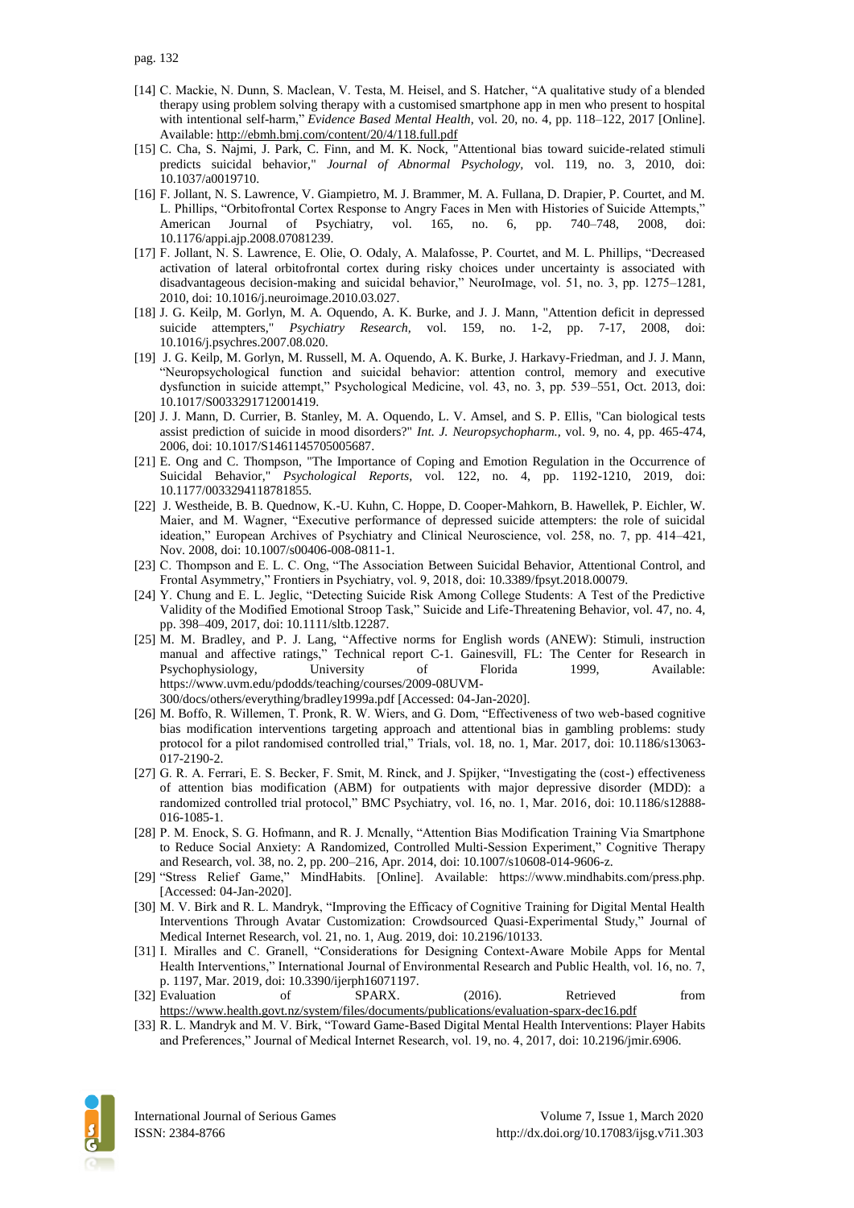[14] C. Mackie, N. Dunn, S. Maclean, V. Testa, M. Heisel, and S. Hatcher, "A qualitative study of a blended therapy using problem solving therapy with a customised smartphone app in men who present to hospital with intentional self-harm," *Evidence Based Mental Health*, vol. 20, no. 4, pp. 118–122, 2017 [Online]. Available: http://ebmh.bmj.com/content/20/4/118.full.pdf

[15] C. Cha, S. Najmi, J. Park, C. Finn, and M. K. Nock, "Attentional bias toward suicide-related stimuli predicts suicidal behavior," *Journal of Abnormal Psychology*, vol. 119, no. 3, 2010, doi: 10.1037/a0019710.

[16] F. Jollant, N. S. Lawrence, V. Giampietro, M. J. Brammer, M. A. Fullana, D. Drapier, P. Courtet, and M. L. Phillips, "Orbitofrontal Cortex Response to Angry Faces in Men with Histories of Suicide Attempts," American Journal of Psychiatry, vol. 165, no. 6, pp. 740–748, 2008, doi: 10.1176/appi.ajp.2008.07081239.

[17] F. Jollant, N. S. Lawrence, E. Olie, O. Odaly, A. Malafosse, P. Courtet, and M. L. Phillips, "Decreased activation of lateral orbitofrontal cortex during risky choices under uncertainty is associated with disadvantageous decision-making and suicidal behavior," NeuroImage, vol. 51, no. 3, pp. 1275–1281, 2010, doi: 10.1016/j.neuroimage.2010.03.027.

[18] J. G. Keilp, M. Gorlyn, M. A. Oquendo, A. K. Burke, and J. J. Mann, "Attention deficit in depressed suicide attempters," *Psychiatry Research*, vol. 159, no. 1-2, pp. 7-17, 2008, doi: 10.1016/j.psychres.2007.08.020.

[19] J. G. Keilp, M. Gorlyn, M. Russell, M. A. Oquendo, A. K. Burke, J. Harkavy-Friedman, and J. J. Mann, "Neuropsychological function and suicidal behavior: attention control, memory and executive dysfunction in suicide attempt," Psychological Medicine, vol. 43, no. 3, pp. 539–551, Oct. 2013, doi: 10.1017/S0033291712001419.

[20] J. J. Mann, D. Currier, B. Stanley, M. A. Oquendo, L. V. Amsel, and S. P. Ellis, "Can biological tests assist prediction of suicide in mood disorders?" *Int. J. Neuropsychopharm.*, vol. 9, no. 4, pp. 465-474, 2006, doi: 10.1017/S1461145705005687.

[21] E. Ong and C. Thompson, "The Importance of Coping and Emotion Regulation in the Occurrence of Suicidal Behavior," *Psychological Reports*, vol. 122, no. 4, pp. 1192-1210, 2019, doi: 10.1177/0033294118781855.

[22] J. Westheide, B. B. Quednow, K.-U. Kuhn, C. Hoppe, D. Cooper-Mahkorn, B. Hawellek, P. Eichler, W. Maier, and M. Wagner, "Executive performance of depressed suicide attempters: the role of suicidal ideation," European Archives of Psychiatry and Clinical Neuroscience, vol. 258, no. 7, pp. 414–421, Nov. 2008, doi: 10.1007/s00406-008-0811-1.

[23] C. Thompson and E. L. C. Ong, "The Association Between Suicidal Behavior, Attentional Control, and Frontal Asymmetry," Frontiers in Psychiatry, vol. 9, 2018, doi: 10.3389/fpsyt.2018.00079.

[24] Y. Chung and E. L. Jeglic, "Detecting Suicide Risk Among College Students: A Test of the Predictive Validity of the Modified Emotional Stroop Task," Suicide and Life-Threatening Behavior, vol. 47, no. 4, pp. 398–409, 2017, doi: 10.1111/sltb.12287.

[25] M. M. Bradley, and P. J. Lang, "Affective norms for English words (ANEW): Stimuli, instruction manual and affective ratings," Technical report C-1. Gainesvill, FL: The Center for Research in Psychophysiology, University of Florida 1999, Available: https://www.uvm.edu/pdodds/teaching/courses/2009-08UVM-300/docs/others/everything/bradley1999a.pdf [Accessed: 04-Jan-2020].

[26] M. Boffo, R. Willemen, T. Pronk, R. W. Wiers, and G. Dom, "Effectiveness of two web-based cognitive bias modification interventions targeting approach and attentional bias in gambling problems: study protocol for a pilot randomised controlled trial," Trials, vol. 18, no. 1, Mar. 2017, doi: 10.1186/s13063-017-2190-2.

[27] G. R. A. Ferrari, E. S. Becker, F. Smit, M. Rinck, and J. Spijker, "Investigating the (cost-) effectiveness of attention bias modification (ABM) for outpatients with major depressive disorder (MDD): a randomized controlled trial protocol," BMC Psychiatry, vol. 16, no. 1, Mar. 2016, doi: 10.1186/s12888-016-1085-1.

[28] P. M. Enock, S. G. Hofmann, and R. J. Mcnally, "Attention Bias Modification Training Via Smartphone to Reduce Social Anxiety: A Randomized, Controlled Multi-Session Experiment," Cognitive Therapy and Research, vol. 38, no. 2, pp. 200–216, Apr. 2014, doi: 10.1007/s10608-014-9606-z.

[29] "Stress Relief Game," MindHabits. [Online]. Available: https://www.mindhabits.com/press.php. [Accessed: 04-Jan-2020].

[30] M. V. Birk and R. L. Mandryk, "Improving the Efficacy of Cognitive Training for Digital Mental Health Interventions Through Avatar Customization: Crowdsourced Quasi-Experimental Study," Journal of Medical Internet Research, vol. 21, no. 1, Aug. 2019, doi: 10.2196/10133.

[31] I. Miralles and C. Granell, "Considerations for Designing Context-Aware Mobile Apps for Mental Health Interventions," International Journal of Environmental Research and Public Health, vol. 16, no. 7, p. 1197, Mar. 2019, doi: 10.3390/ijerph16071197.

[32] Evaluation of SPARX. (2016). Retrieved from https://www.health.govt.nz/system/files/documents/publications/evaluation-sparx-dec16.pdf

[33] R. L. Mandryk and M. V. Birk, "Toward Game-Based Digital Mental Health Interventions: Player Habits and Preferences," Journal of Medical Internet Research, vol. 19, no. 4, 2017, doi: 10.2196/jmir.6906.